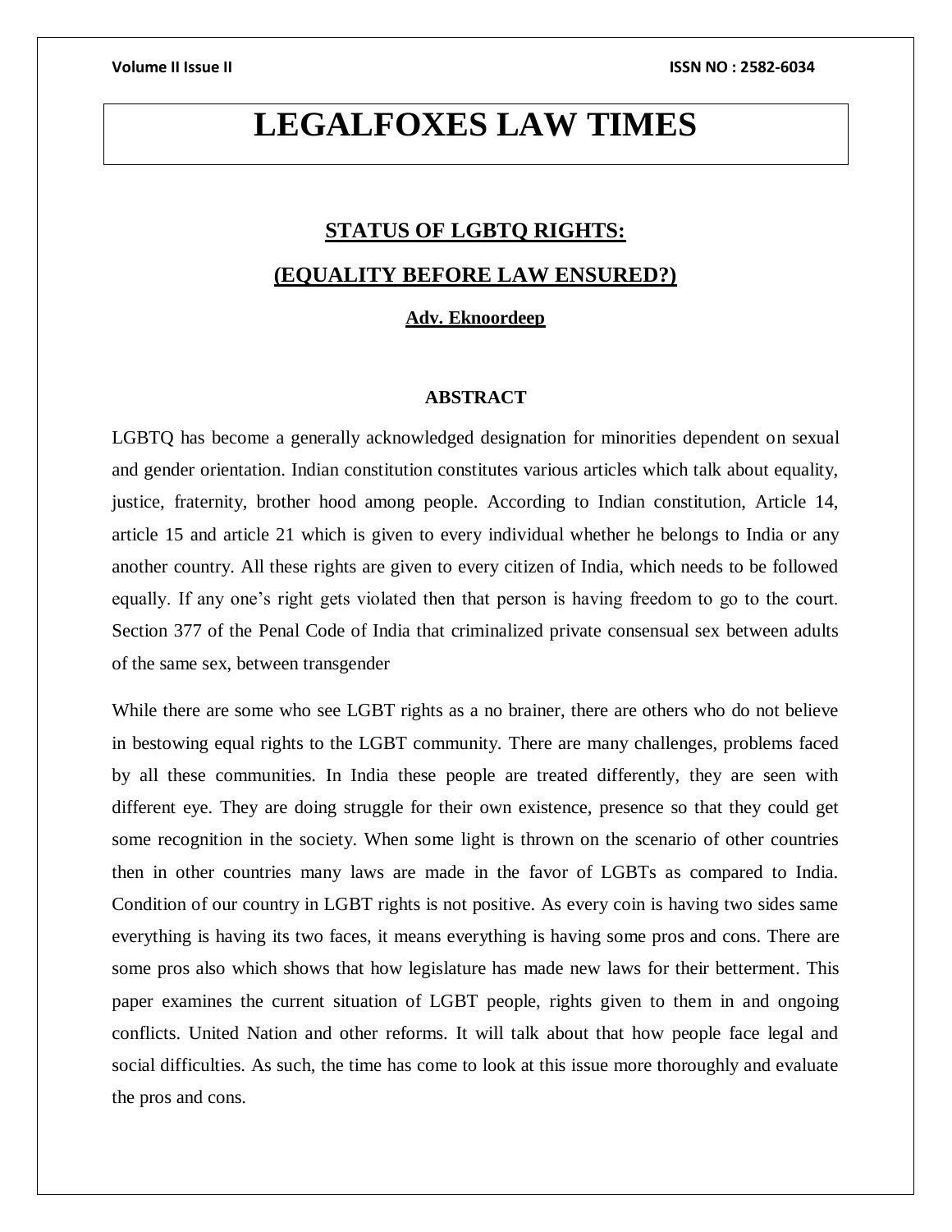# LEGALFOXES LAW TIMES

## STATUS OF LGBTQ RIGHTS:

## (EQUALITY BEFORE LAW ENSURED?)

**Adv. Eknoordeep**

### ABSTRACT

LGBTQ has become a generally acknowledged designation for minorities dependent on sexual and gender orientation. Indian constitution constitutes various articles which talk about equality, justice, fraternity, brother hood among people. According to Indian constitution, Article 14, article 15 and article 21 which is given to every individual whether he belongs to India or any another country. All these rights are given to every citizen of India, which needs to be followed equally. If any one's right gets violated then that person is having freedom to go to the court. Section 377 of the Penal Code of India that criminalized private consensual sex between adults of the same sex, between transgender

While there are some who see LGBT rights as a no brainer, there are others who do not believe in bestowing equal rights to the LGBT community. There are many challenges, problems faced by all these communities. In India these people are treated differently, they are seen with different eye. They are doing struggle for their own existence, presence so that they could get some recognition in the society. When some light is thrown on the scenario of other countries then in other countries many laws are made in the favor of LGBTs as compared to India. Condition of our country in LGBT rights is not positive. As every coin is having two sides same everything is having its two faces, it means everything is having some pros and cons. There are some pros also which shows that how legislature has made new laws for their betterment. This paper examines the current situation of LGBT people, rights given to them in and ongoing conflicts. United Nation and other reforms. It will talk about that how people face legal and social difficulties. As such, the time has come to look at this issue more thoroughly and evaluate the pros and cons.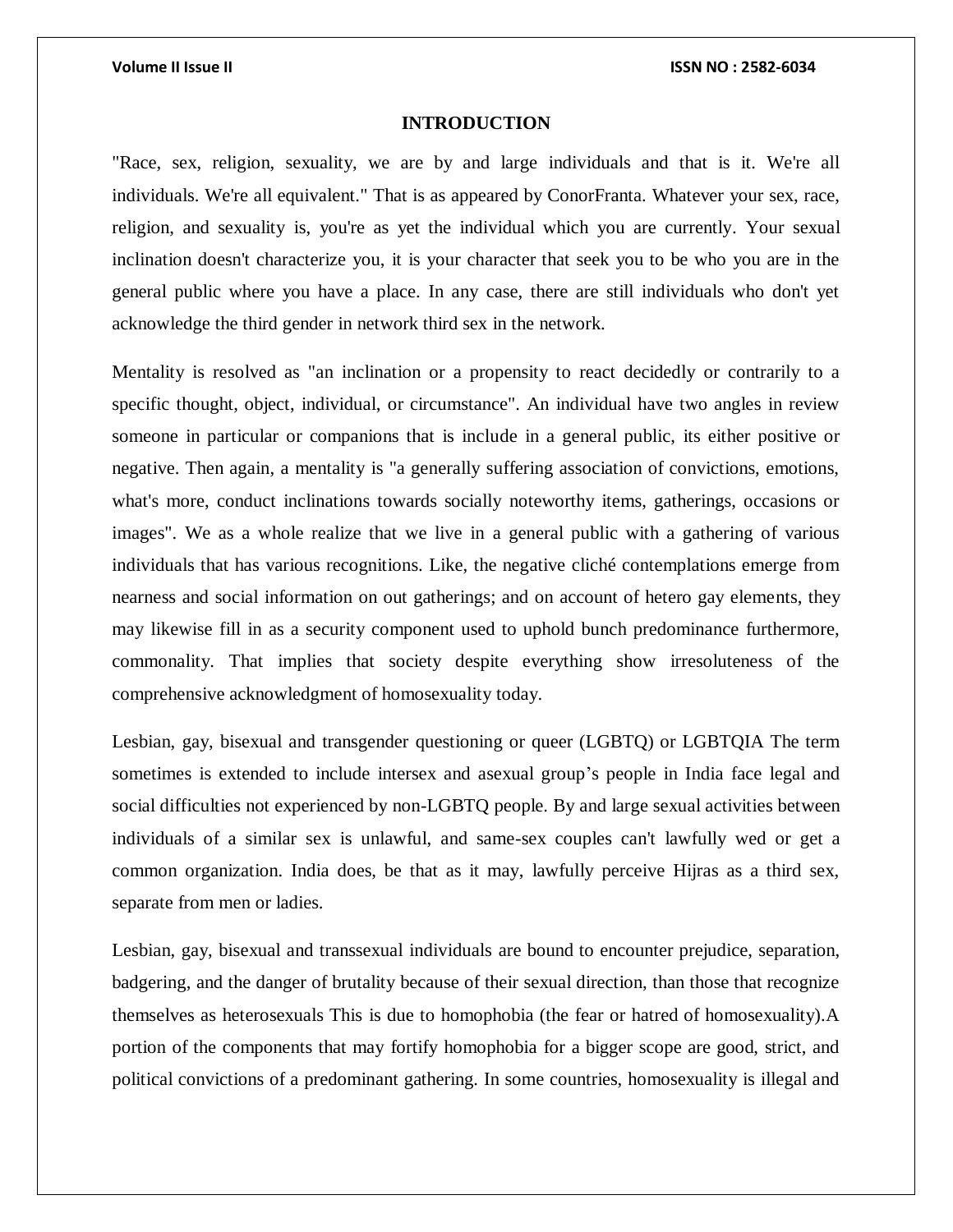## INTRODUCTION

"Race, sex, religion, sexuality, we are by and large individuals and that is it. We're all individuals. We're all equivalent." That is as appeared by ConorFranta. Whatever your sex, race, religion, and sexuality is, you're as yet the individual which you are currently. Your sexual inclination doesn't characterize you, it is your character that seek you to be who you are in the general public where you have a place. In any case, there are still individuals who don't yet acknowledge the third gender in network third sex in the network.

Mentality is resolved as "an inclination or a propensity to react decidedly or contrarily to a specific thought, object, individual, or circumstance". An individual have two angles in review someone in particular or companions that is include in a general public, its either positive or negative. Then again, a mentality is "a generally suffering association of convictions, emotions, what's more, conduct inclinations towards socially noteworthy items, gatherings, occasions or images". We as a whole realize that we live in a general public with a gathering of various individuals that has various recognitions. Like, the negative cliché contemplations emerge from nearness and social information on out gatherings; and on account of hetero gay elements, they may likewise fill in as a security component used to uphold bunch predominance furthermore, commonality. That implies that society despite everything show irresoluteness of the comprehensive acknowledgment of homosexuality today.

Lesbian, gay, bisexual and transgender questioning or queer (LGBTQ) or LGBTQIA The term sometimes is extended to include intersex and asexual group's people in India face legal and social difficulties not experienced by non-LGBTQ people. By and large sexual activities between individuals of a similar sex is unlawful, and same-sex couples can't lawfully wed or get a common organization. India does, be that as it may, lawfully perceive Hijras as a third sex, separate from men or ladies.

Lesbian, gay, bisexual and transsexual individuals are bound to encounter prejudice, separation, badgering, and the danger of brutality because of their sexual direction, than those that recognize themselves as heterosexuals This is due to homophobia (the fear or hatred of homosexuality).A portion of the components that may fortify homophobia for a bigger scope are good, strict, and political convictions of a predominant gathering. In some countries, homosexuality is illegal and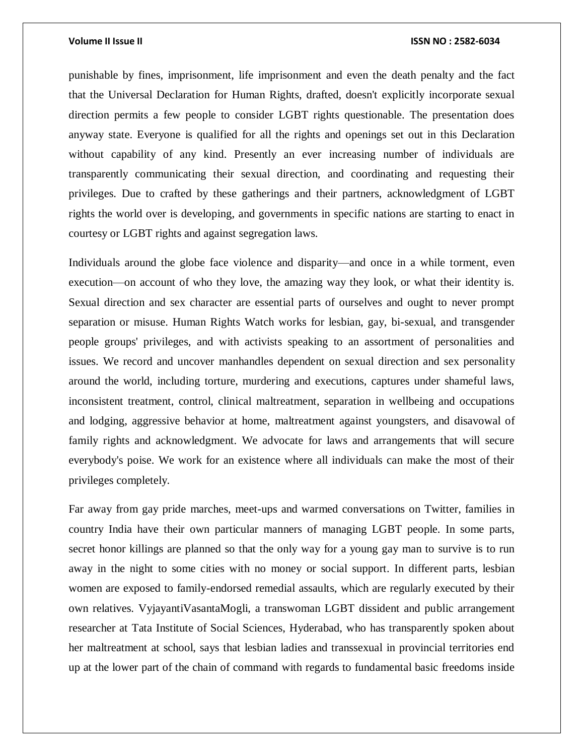punishable by fines, imprisonment, life imprisonment and even the death penalty and the fact that the Universal Declaration for Human Rights, drafted, doesn't explicitly incorporate sexual direction permits a few people to consider LGBT rights questionable. The presentation does anyway state. Everyone is qualified for all the rights and openings set out in this Declaration without capability of any kind. Presently an ever increasing number of individuals are transparently communicating their sexual direction, and coordinating and requesting their privileges. Due to crafted by these gatherings and their partners, acknowledgment of LGBT rights the world over is developing, and governments in specific nations are starting to enact in courtesy or LGBT rights and against segregation laws.

Individuals around the globe face violence and disparity—and once in a while torment, even execution—on account of who they love, the amazing way they look, or what their identity is. Sexual direction and sex character are essential parts of ourselves and ought to never prompt separation or misuse. Human Rights Watch works for lesbian, gay, bi-sexual, and transgender people groups' privileges, and with activists speaking to an assortment of personalities and issues. We record and uncover manhandles dependent on sexual direction and sex personality around the world, including torture, murdering and executions, captures under shameful laws, inconsistent treatment, control, clinical maltreatment, separation in wellbeing and occupations and lodging, aggressive behavior at home, maltreatment against youngsters, and disavowal of family rights and acknowledgment. We advocate for laws and arrangements that will secure everybody's poise. We work for an existence where all individuals can make the most of their privileges completely.

Far away from gay pride marches, meet-ups and warmed conversations on Twitter, families in country India have their own particular manners of managing LGBT people. In some parts, secret honor killings are planned so that the only way for a young gay man to survive is to run away in the night to some cities with no money or social support. In different parts, lesbian women are exposed to family-endorsed remedial assaults, which are regularly executed by their own relatives. VyjayantiVasantaMogli, a transwoman LGBT dissident and public arrangement researcher at Tata Institute of Social Sciences, Hyderabad, who has transparently spoken about her maltreatment at school, says that lesbian ladies and transsexual in provincial territories end up at the lower part of the chain of command with regards to fundamental basic freedoms inside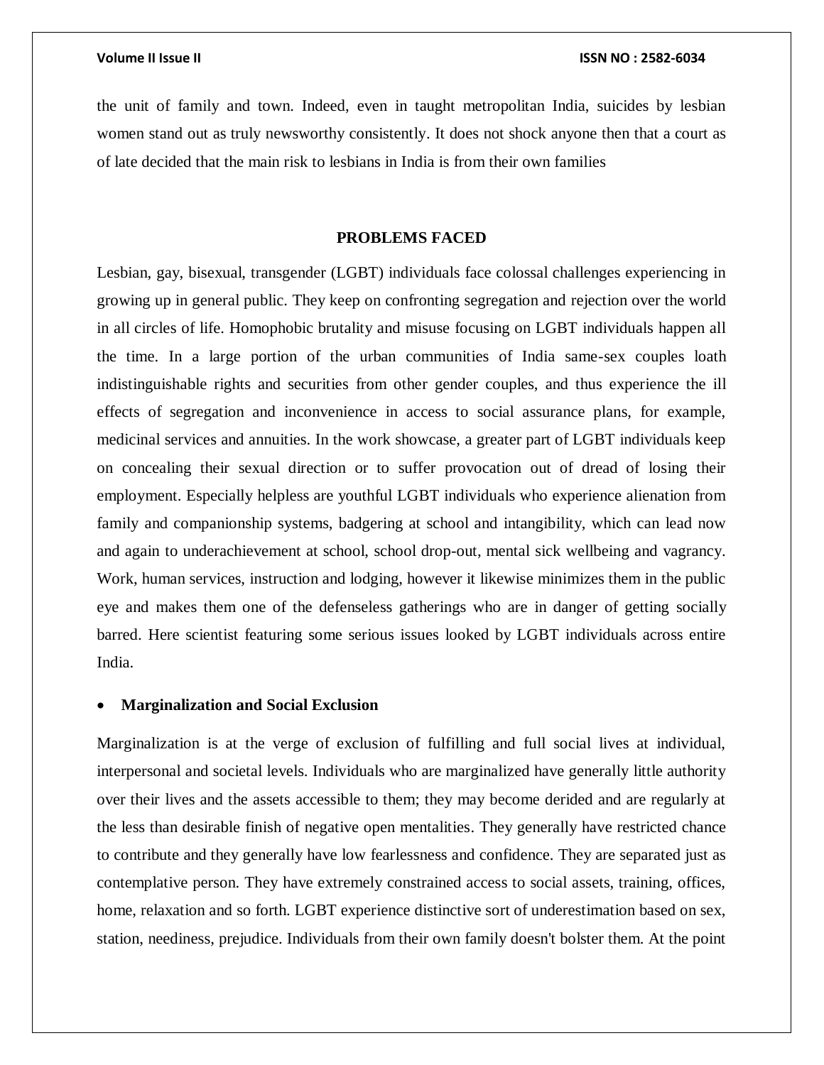the unit of family and town. Indeed, even in taught metropolitan India, suicides by lesbian women stand out as truly newsworthy consistently. It does not shock anyone then that a court as of late decided that the main risk to lesbians in India is from their own families

## PROBLEMS FACED

Lesbian, gay, bisexual, transgender (LGBT) individuals face colossal challenges experiencing in growing up in general public. They keep on confronting segregation and rejection over the world in all circles of life. Homophobic brutality and misuse focusing on LGBT individuals happen all the time. In a large portion of the urban communities of India same-sex couples loath indistinguishable rights and securities from other gender couples, and thus experience the ill effects of segregation and inconvenience in access to social assurance plans, for example, medicinal services and annuities. In the work showcase, a greater part of LGBT individuals keep on concealing their sexual direction or to suffer provocation out of dread of losing their employment. Especially helpless are youthful LGBT individuals who experience alienation from family and companionship systems, badgering at school and intangibility, which can lead now and again to underachievement at school, school drop-out, mental sick wellbeing and vagrancy. Work, human services, instruction and lodging, however it likewise minimizes them in the public eye and makes them one of the defenseless gatherings who are in danger of getting socially barred. Here scientist featuring some serious issues looked by LGBT individuals across entire India.

- **Marginalization and Social Exclusion**

Marginalization is at the verge of exclusion of fulfilling and full social lives at individual, interpersonal and societal levels. Individuals who are marginalized have generally little authority over their lives and the assets accessible to them; they may become derided and are regularly at the less than desirable finish of negative open mentalities. They generally have restricted chance to contribute and they generally have low fearlessness and confidence. They are separated just as contemplative person. They have extremely constrained access to social assets, training, offices, home, relaxation and so forth. LGBT experience distinctive sort of underestimation based on sex, station, neediness, prejudice. Individuals from their own family doesn't bolster them. At the point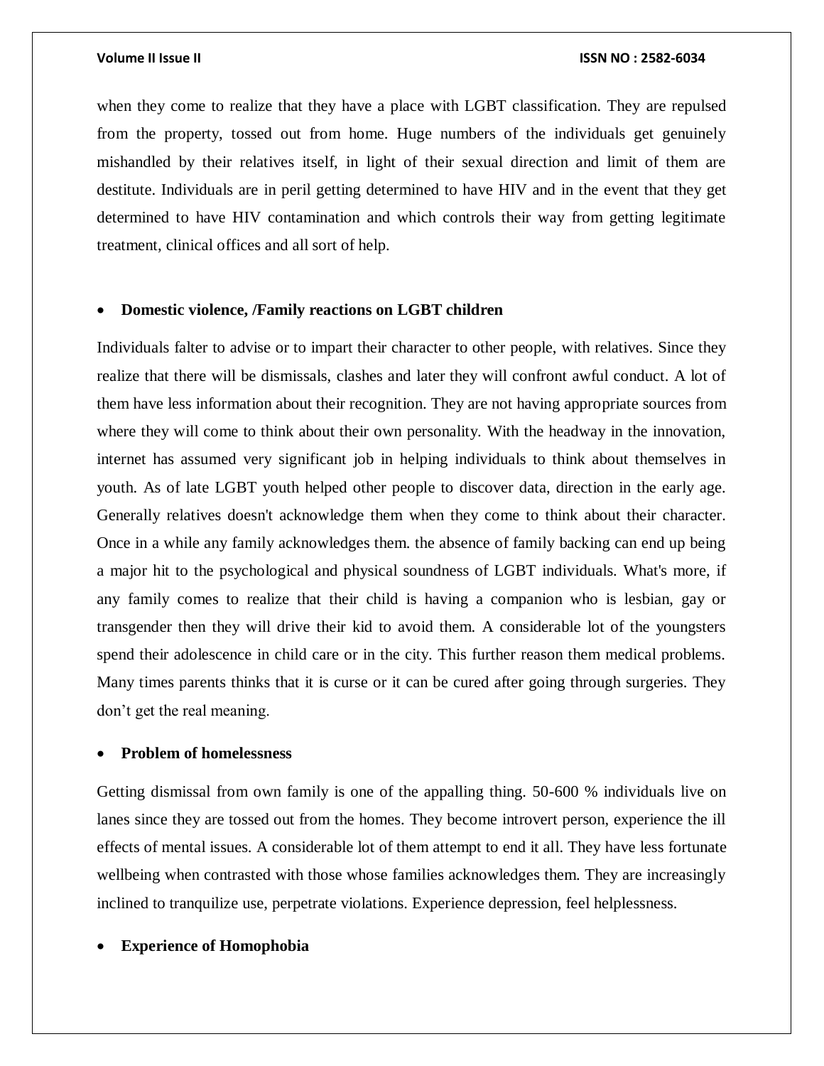when they come to realize that they have a place with LGBT classification. They are repulsed from the property, tossed out from home. Huge numbers of the individuals get genuinely mishandled by their relatives itself, in light of their sexual direction and limit of them are destitute. Individuals are in peril getting determined to have HIV and in the event that they get determined to have HIV contamination and which controls their way from getting legitimate treatment, clinical offices and all sort of help.

- **Domestic violence, /Family reactions on LGBT children**

Individuals falter to advise or to impart their character to other people, with relatives. Since they realize that there will be dismissals, clashes and later they will confront awful conduct. A lot of them have less information about their recognition. They are not having appropriate sources from where they will come to think about their own personality. With the headway in the innovation, internet has assumed very significant job in helping individuals to think about themselves in youth. As of late LGBT youth helped other people to discover data, direction in the early age. Generally relatives doesn't acknowledge them when they come to think about their character. Once in a while any family acknowledges them. the absence of family backing can end up being a major hit to the psychological and physical soundness of LGBT individuals. What's more, if any family comes to realize that their child is having a companion who is lesbian, gay or transgender then they will drive their kid to avoid them. A considerable lot of the youngsters spend their adolescence in child care or in the city. This further reason them medical problems. Many times parents thinks that it is curse or it can be cured after going through surgeries. They don't get the real meaning.

- **Problem of homelessness**

Getting dismissal from own family is one of the appalling thing. 50-600 % individuals live on lanes since they are tossed out from the homes. They become introvert person, experience the ill effects of mental issues. A considerable lot of them attempt to end it all. They have less fortunate wellbeing when contrasted with those whose families acknowledges them. They are increasingly inclined to tranquilize use, perpetrate violations. Experience depression, feel helplessness.

- **Experience of Homophobia**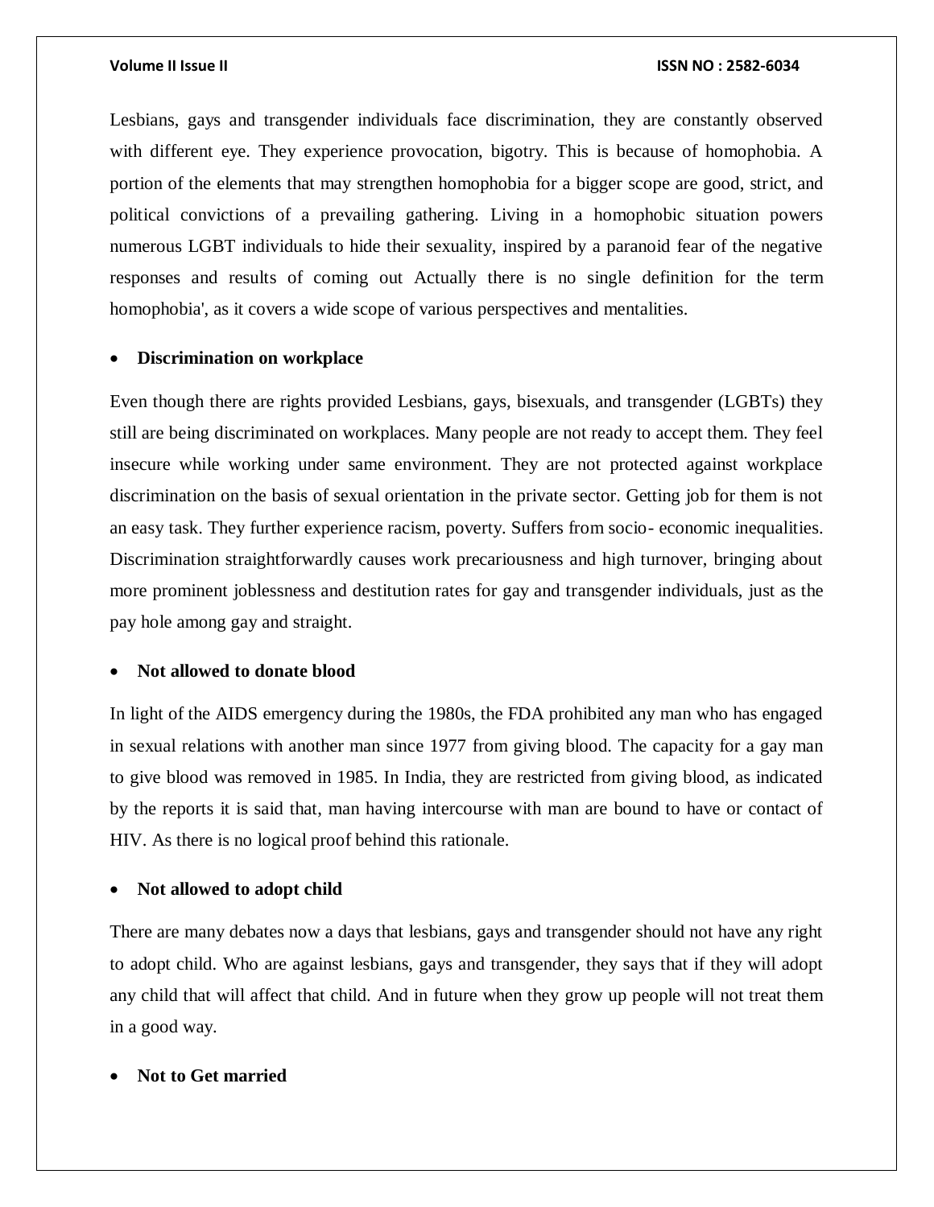Lesbians, gays and transgender individuals face discrimination, they are constantly observed with different eye. They experience provocation, bigotry. This is because of homophobia. A portion of the elements that may strengthen homophobia for a bigger scope are good, strict, and political convictions of a prevailing gathering. Living in a homophobic situation powers numerous LGBT individuals to hide their sexuality, inspired by a paranoid fear of the negative responses and results of coming out Actually there is no single definition for the term homophobia', as it covers a wide scope of various perspectives and mentalities.

- **Discrimination on workplace**

Even though there are rights provided Lesbians, gays, bisexuals, and transgender (LGBTs) they still are being discriminated on workplaces. Many people are not ready to accept them. They feel insecure while working under same environment. They are not protected against workplace discrimination on the basis of sexual orientation in the private sector. Getting job for them is not an easy task. They further experience racism, poverty. Suffers from socio- economic inequalities. Discrimination straightforwardly causes work precariousness and high turnover, bringing about more prominent joblessness and destitution rates for gay and transgender individuals, just as the pay hole among gay and straight.

- **Not allowed to donate blood**

In light of the AIDS emergency during the 1980s, the FDA prohibited any man who has engaged in sexual relations with another man since 1977 from giving blood. The capacity for a gay man to give blood was removed in 1985. In India, they are restricted from giving blood, as indicated by the reports it is said that, man having intercourse with man are bound to have or contact of HIV. As there is no logical proof behind this rationale.

- **Not allowed to adopt child**

There are many debates now a days that lesbians, gays and transgender should not have any right to adopt child. Who are against lesbians, gays and transgender, they says that if they will adopt any child that will affect that child. And in future when they grow up people will not treat them in a good way.

- **Not to Get married**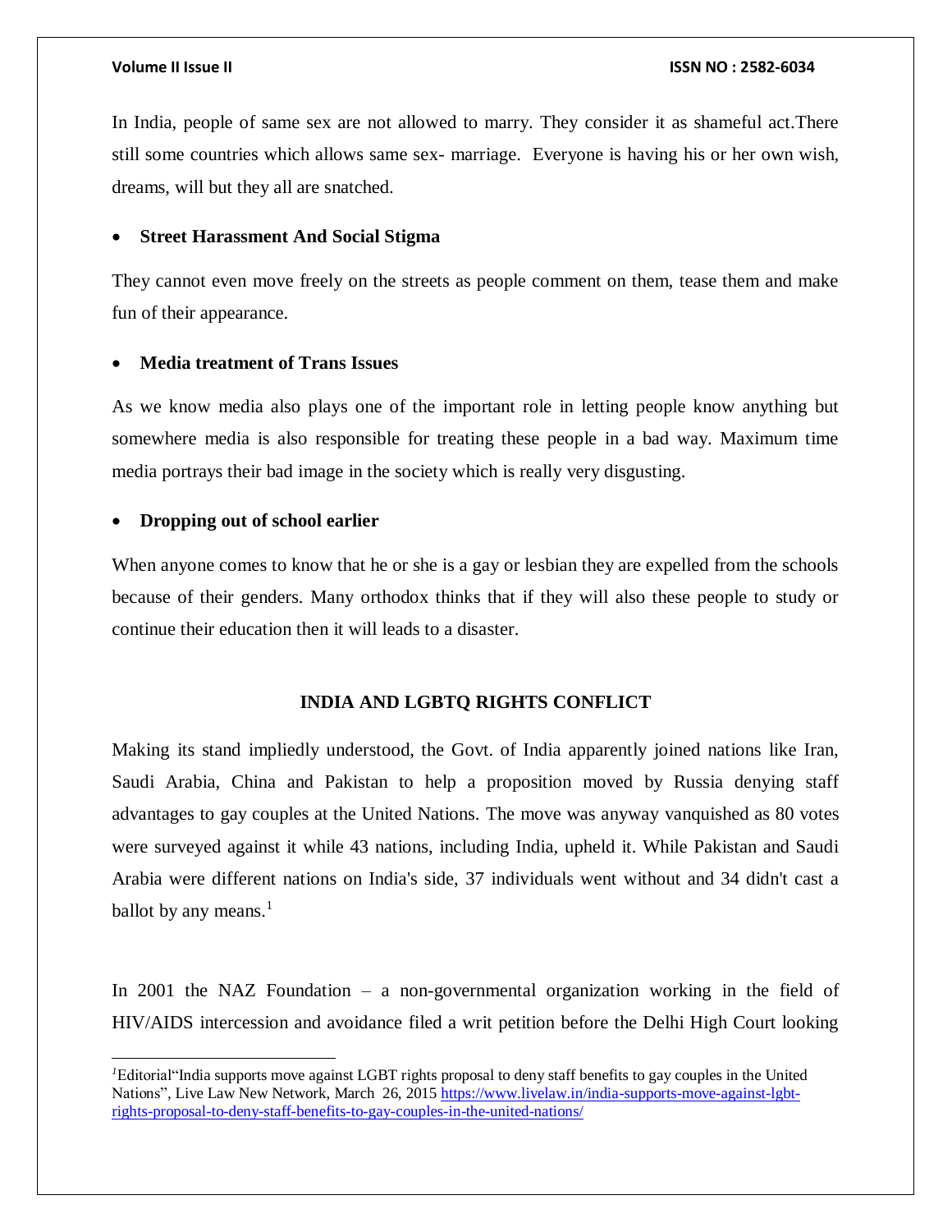In India, people of same sex are not allowed to marry. They consider it as shameful act.There still some countries which allows same sex- marriage. Everyone is having his or her own wish, dreams, will but they all are snatched.

- **Street Harassment And Social Stigma**

They cannot even move freely on the streets as people comment on them, tease them and make fun of their appearance.

- **Media treatment of Trans Issues**

As we know media also plays one of the important role in letting people know anything but somewhere media is also responsible for treating these people in a bad way. Maximum time media portrays their bad image in the society which is really very disgusting.

- **Dropping out of school earlier**

When anyone comes to know that he or she is a gay or lesbian they are expelled from the schools because of their genders. Many orthodox thinks that if they will also these people to study or continue their education then it will leads to a disaster.

## INDIA AND LGBTQ RIGHTS CONFLICT

Making its stand impliedly understood, the Govt. of India apparently joined nations like Iran, Saudi Arabia, China and Pakistan to help a proposition moved by Russia denying staff advantages to gay couples at the United Nations. The move was anyway vanquished as 80 votes were surveyed against it while 43 nations, including India, upheld it. While Pakistan and Saudi Arabia were different nations on India's side, 37 individuals went without and 34 didn't cast a ballot by any means.[1]

In 2001 the NAZ Foundation – a non-governmental organization working in the field of HIV/AIDS intercession and avoidance filed a writ petition before the Delhi High Court looking

---

[1] Editorial"India supports move against LGBT rights proposal to deny staff benefits to gay couples in the United Nations", Live Law New Network, March 26, 2015 https://www.livelaw.in/india-supports-move-against-lgbt-rights-proposal-to-deny-staff-benefits-to-gay-couples-in-the-united-nations/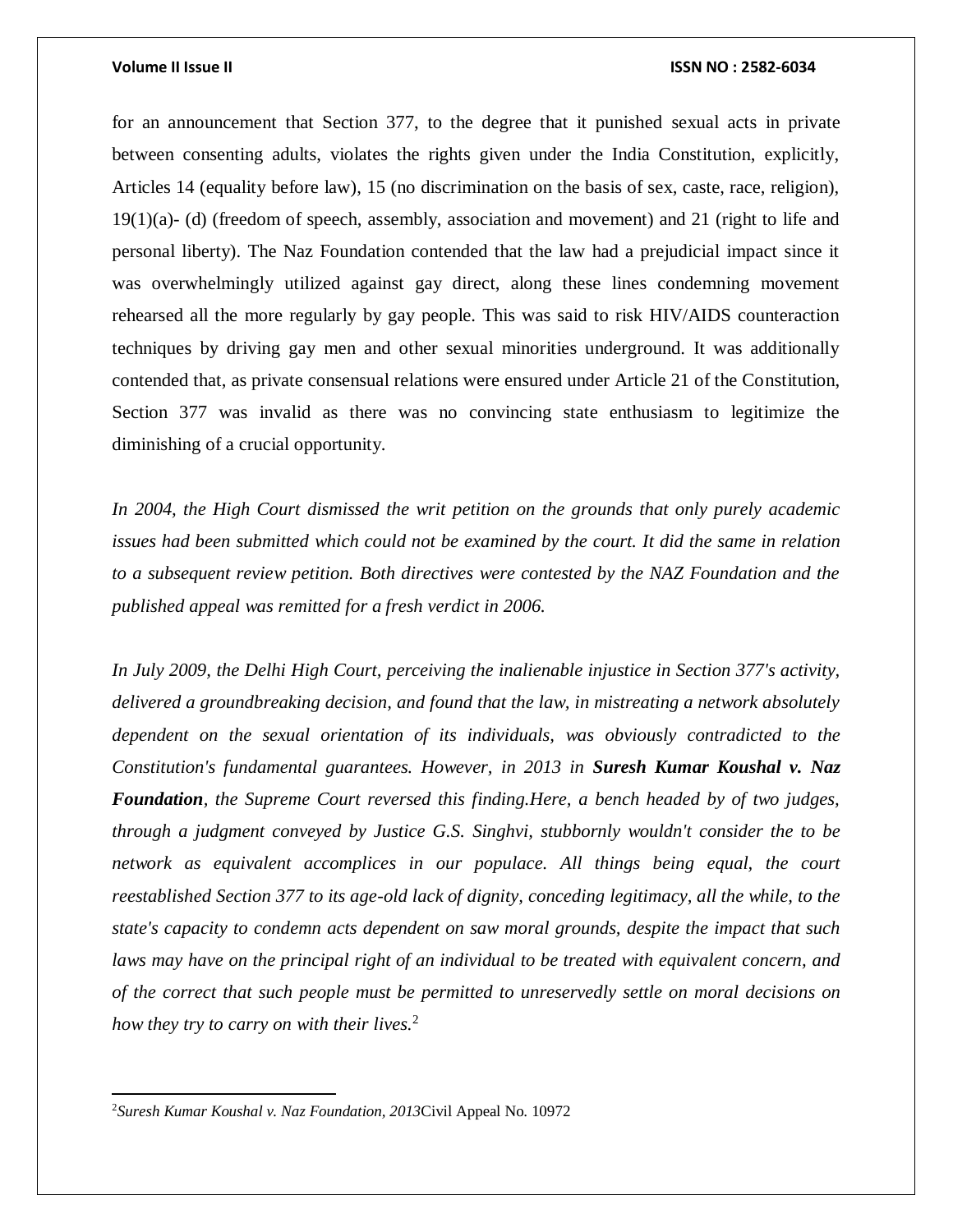for an announcement that Section 377, to the degree that it punished sexual acts in private between consenting adults, violates the rights given under the India Constitution, explicitly, Articles 14 (equality before law), 15 (no discrimination on the basis of sex, caste, race, religion), 19(1)(a)- (d) (freedom of speech, assembly, association and movement) and 21 (right to life and personal liberty). The Naz Foundation contended that the law had a prejudicial impact since it was overwhelmingly utilized against gay direct, along these lines condemning movement rehearsed all the more regularly by gay people. This was said to risk HIV/AIDS counteraction techniques by driving gay men and other sexual minorities underground. It was additionally contended that, as private consensual relations were ensured under Article 21 of the Constitution, Section 377 was invalid as there was no convincing state enthusiasm to legitimize the diminishing of a crucial opportunity.

*In 2004, the High Court dismissed the writ petition on the grounds that only purely academic issues had been submitted which could not be examined by the court. It did the same in relation to a subsequent review petition. Both directives were contested by the NAZ Foundation and the published appeal was remitted for a fresh verdict in 2006.*

*In July 2009, the Delhi High Court, perceiving the inalienable injustice in Section 377's activity, delivered a groundbreaking decision, and found that the law, in mistreating a network absolutely dependent on the sexual orientation of its individuals, was obviously contradicted to the Constitution's fundamental guarantees. However, in 2013 in* ***Suresh Kumar Koushal v. Naz Foundation****, the Supreme Court reversed this finding.Here, a bench headed by of two judges, through a judgment conveyed by Justice G.S. Singhvi, stubbornly wouldn't consider the to be network as equivalent accomplices in our populace. All things being equal, the court reestablished Section 377 to its age-old lack of dignity, conceding legitimacy, all the while, to the state's capacity to condemn acts dependent on saw moral grounds, despite the impact that such laws may have on the principal right of an individual to be treated with equivalent concern, and of the correct that such people must be permitted to unreservedly settle on moral decisions on how they try to carry on with their lives.*[2]

[2]*Suresh Kumar Koushal v. Naz Foundation, 2013*Civil Appeal No. 10972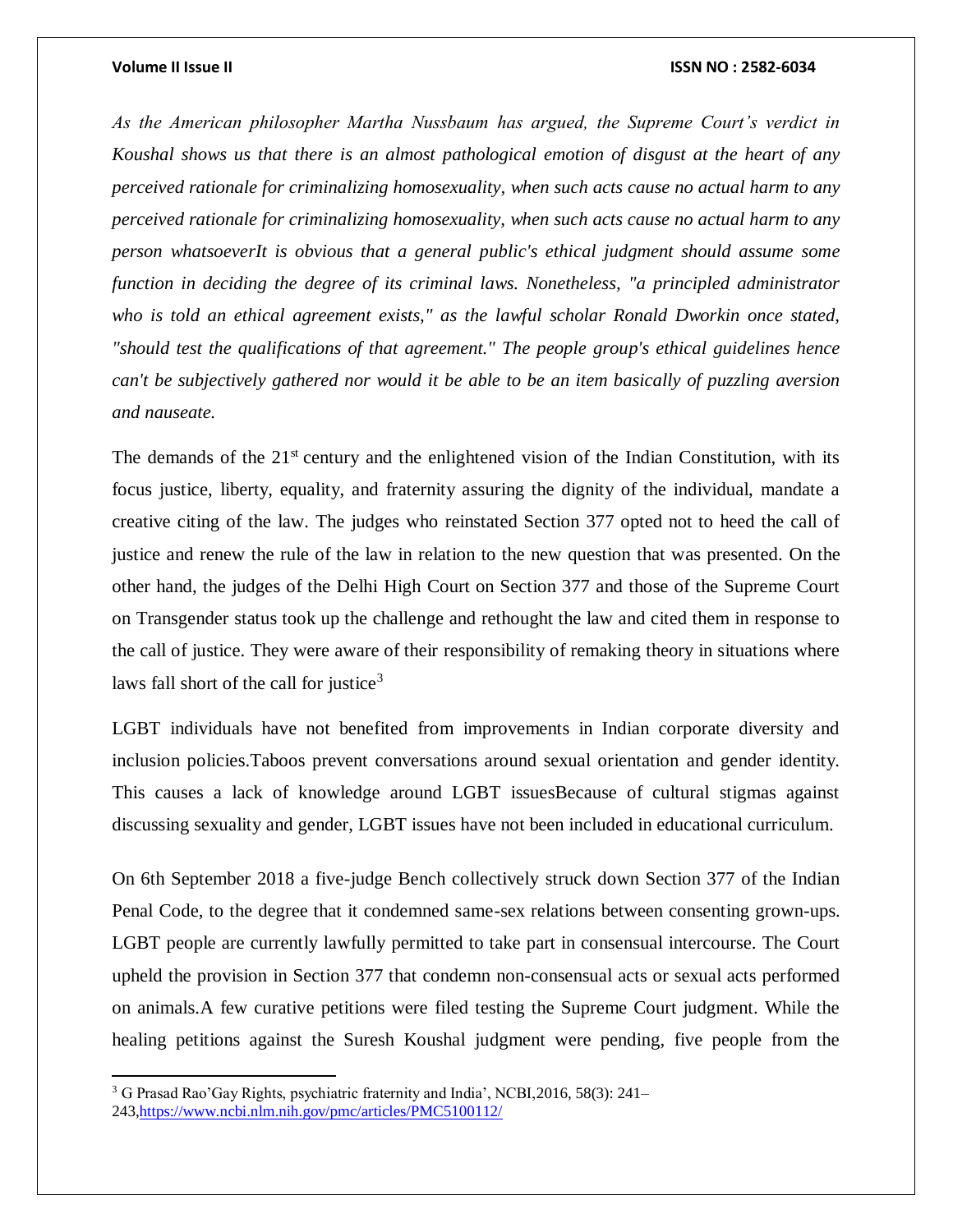*As the American philosopher Martha Nussbaum has argued, the Supreme Court's verdict in Koushal shows us that there is an almost pathological emotion of disgust at the heart of any perceived rationale for criminalizing homosexuality, when such acts cause no actual harm to any perceived rationale for criminalizing homosexuality, when such acts cause no actual harm to any person whatsoeverIt is obvious that a general public's ethical judgment should assume some function in deciding the degree of its criminal laws. Nonetheless, "a principled administrator who is told an ethical agreement exists," as the lawful scholar Ronald Dworkin once stated, "should test the qualifications of that agreement." The people group's ethical guidelines hence can't be subjectively gathered nor would it be able to be an item basically of puzzling aversion and nauseate.*

The demands of the 21st century and the enlightened vision of the Indian Constitution, with its focus justice, liberty, equality, and fraternity assuring the dignity of the individual, mandate a creative citing of the law. The judges who reinstated Section 377 opted not to heed the call of justice and renew the rule of the law in relation to the new question that was presented. On the other hand, the judges of the Delhi High Court on Section 377 and those of the Supreme Court on Transgender status took up the challenge and rethought the law and cited them in response to the call of justice. They were aware of their responsibility of remaking theory in situations where laws fall short of the call for justice[3]

LGBT individuals have not benefited from improvements in Indian corporate diversity and inclusion policies.Taboos prevent conversations around sexual orientation and gender identity. This causes a lack of knowledge around LGBT issuesBecause of cultural stigmas against discussing sexuality and gender, LGBT issues have not been included in educational curriculum.

On 6th September 2018 a five-judge Bench collectively struck down Section 377 of the Indian Penal Code, to the degree that it condemned same-sex relations between consenting grown-ups. LGBT people are currently lawfully permitted to take part in consensual intercourse. The Court upheld the provision in Section 377 that condemn non-consensual acts or sexual acts performed on animals.A few curative petitions were filed testing the Supreme Court judgment. While the healing petitions against the Suresh Koushal judgment were pending, five people from the

---

[3] G Prasad Rao'Gay Rights, psychiatric fraternity and India', NCBI,2016, 58(3): 241–243,https://www.ncbi.nlm.nih.gov/pmc/articles/PMC5100112/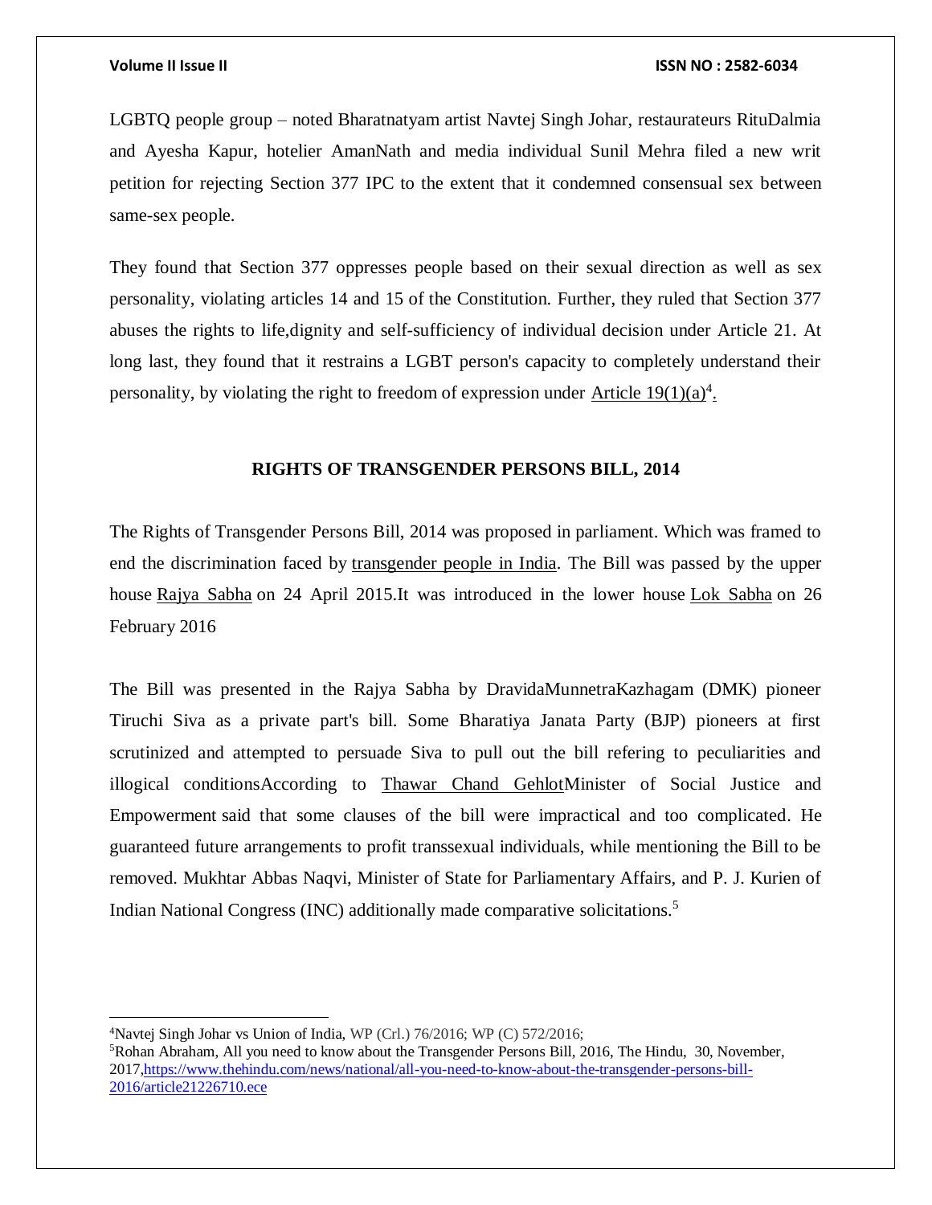LGBTQ people group – noted Bharatnatyam artist Navtej Singh Johar, restaurateurs RituDalmia and Ayesha Kapur, hotelier AmanNath and media individual Sunil Mehra filed a new writ petition for rejecting Section 377 IPC to the extent that it condemned consensual sex between same-sex people.

They found that Section 377 oppresses people based on their sexual direction as well as sex personality, violating articles 14 and 15 of the Constitution. Further, they ruled that Section 377 abuses the rights to life,dignity and self-sufficiency of individual decision under Article 21. At long last, they found that it restrains a LGBT person's capacity to completely understand their personality, by violating the right to freedom of expression under Article 19(1)(a)[4].

## RIGHTS OF TRANSGENDER PERSONS BILL, 2014

The Rights of Transgender Persons Bill, 2014 was proposed in parliament. Which was framed to end the discrimination faced by transgender people in India. The Bill was passed by the upper house Rajya Sabha on 24 April 2015.It was introduced in the lower house Lok Sabha on 26 February 2016

The Bill was presented in the Rajya Sabha by DravidaMunnetraKazhagam (DMK) pioneer Tiruchi Siva as a private part's bill. Some Bharatiya Janata Party (BJP) pioneers at first scrutinized and attempted to persuade Siva to pull out the bill refering to peculiarities and illogical conditionsAccording to Thawar Chand GehlotMinister of Social Justice and Empowerment said that some clauses of the bill were impractical and too complicated. He guaranteed future arrangements to profit transsexual individuals, while mentioning the Bill to be removed. Mukhtar Abbas Naqvi, Minister of State for Parliamentary Affairs, and P. J. Kurien of Indian National Congress (INC) additionally made comparative solicitations.[5]

---

[4]Navtej Singh Johar vs Union of India, WP (Crl.) 76/2016; WP (C) 572/2016;

[5]Rohan Abraham, All you need to know about the Transgender Persons Bill, 2016, The Hindu, 30, November, 2017,https://www.thehindu.com/news/national/all-you-need-to-know-about-the-transgender-persons-bill-2016/article21226710.ece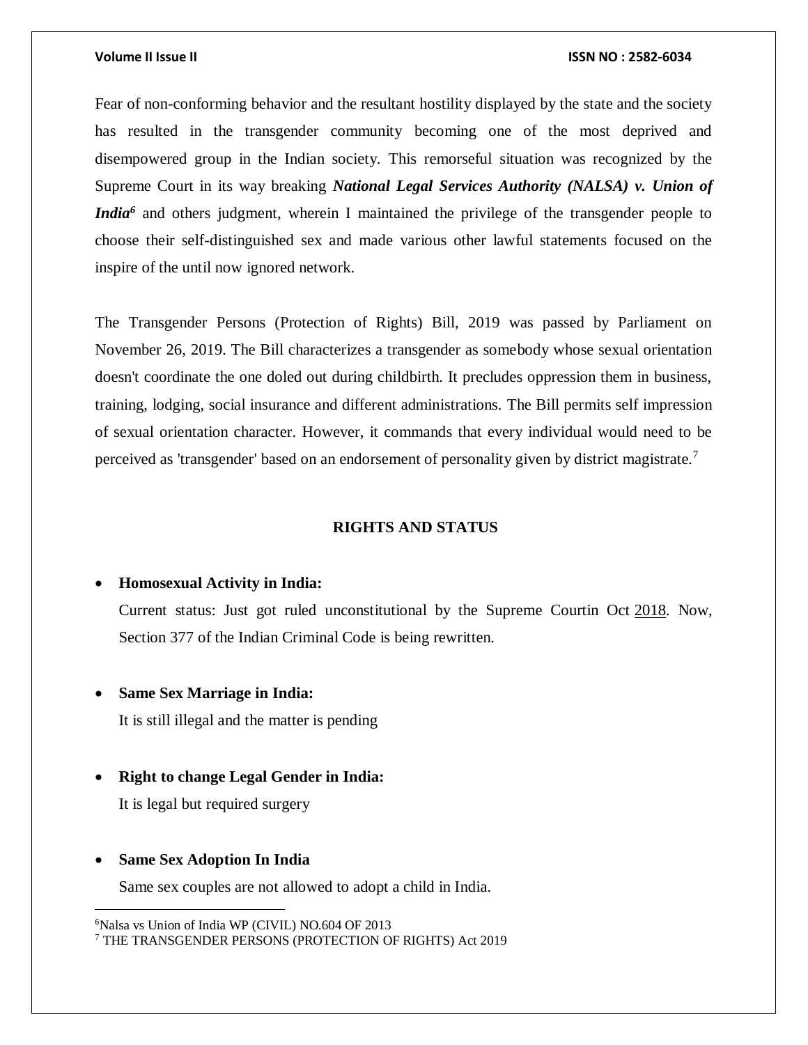Fear of non-conforming behavior and the resultant hostility displayed by the state and the society has resulted in the transgender community becoming one of the most deprived and disempowered group in the Indian society. This remorseful situation was recognized by the Supreme Court in its way breaking ***National Legal Services Authority (NALSA) v. Union of India***[6] and others judgment, wherein I maintained the privilege of the transgender people to choose their self-distinguished sex and made various other lawful statements focused on the inspire of the until now ignored network.

The Transgender Persons (Protection of Rights) Bill, 2019 was passed by Parliament on November 26, 2019. The Bill characterizes a transgender as somebody whose sexual orientation doesn't coordinate the one doled out during childbirth. It precludes oppression them in business, training, lodging, social insurance and different administrations. The Bill permits self impression of sexual orientation character. However, it commands that every individual would need to be perceived as 'transgender' based on an endorsement of personality given by district magistrate.[7]

## RIGHTS AND STATUS

- **Homosexual Activity in India:**
  Current status: Just got ruled unconstitutional by the Supreme Courtin Oct 2018. Now, Section 377 of the Indian Criminal Code is being rewritten.

- **Same Sex Marriage in India:**
  It is still illegal and the matter is pending

- **Right to change Legal Gender in India:**
  It is legal but required surgery

- **Same Sex Adoption In India**
  Same sex couples are not allowed to adopt a child in India.

---

[6] Nalsa vs Union of India WP (CIVIL) NO.604 OF 2013

[7] THE TRANSGENDER PERSONS (PROTECTION OF RIGHTS) Act 2019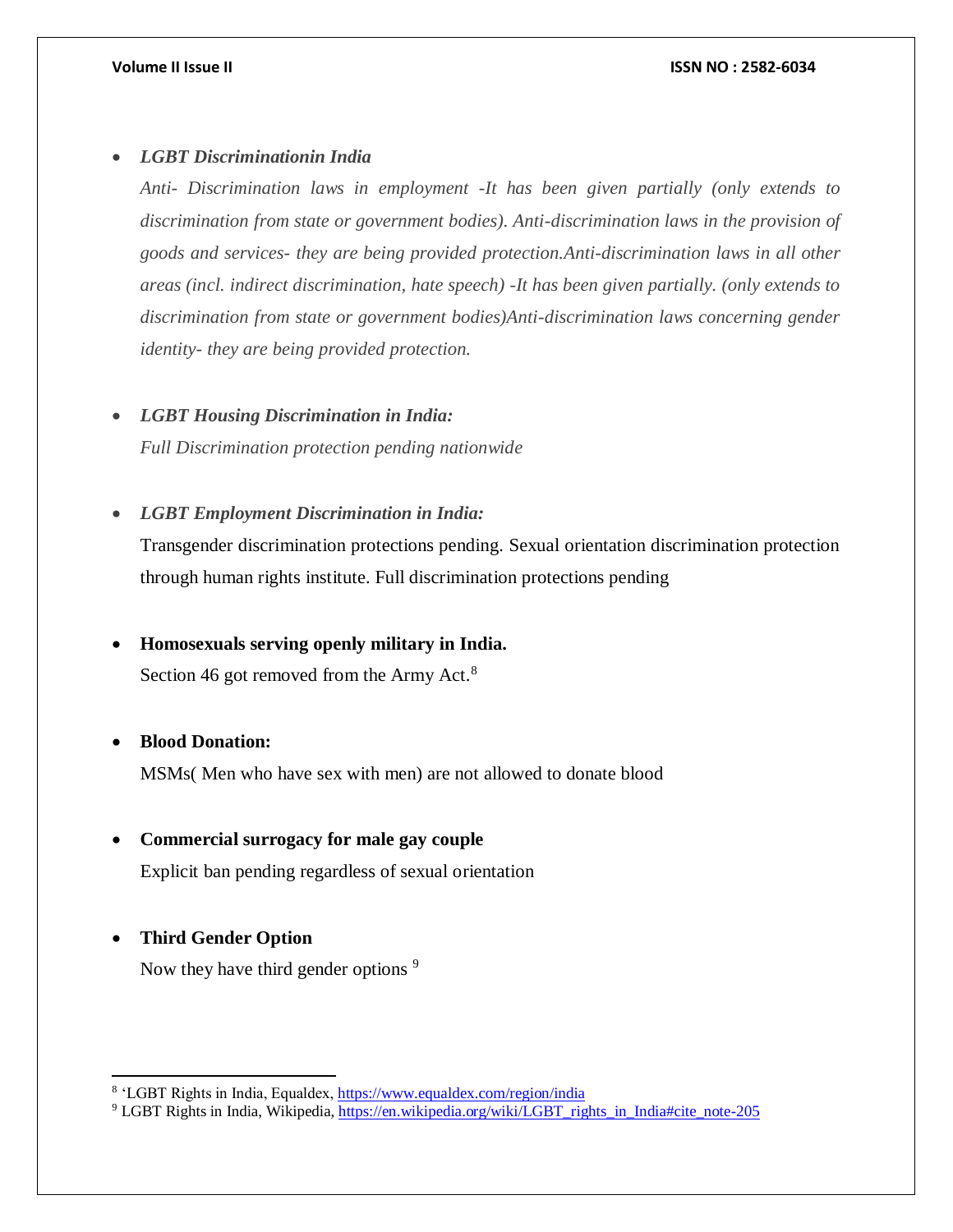- ***LGBT Discriminationin India***

  *Anti- Discrimination laws in employment -It has been given partially (only extends to discrimination from state or government bodies). Anti-discrimination laws in the provision of goods and services- they are being provided protection.Anti-discrimination laws in all other areas (incl. indirect discrimination, hate speech) -It has been given partially. (only extends to discrimination from state or government bodies)Anti-discrimination laws concerning gender identity- they are being provided protection.*

- ***LGBT Housing Discrimination in India:***

  *Full Discrimination protection pending nationwide*

- ***LGBT Employment Discrimination in India:***

  Transgender discrimination protections pending. Sexual orientation discrimination protection through human rights institute. Full discrimination protections pending

- **Homosexuals serving openly military in India.**

  Section 46 got removed from the Army Act.[8]

- **Blood Donation:**

  MSMs( Men who have sex with men) are not allowed to donate blood

- **Commercial surrogacy for male gay couple**

  Explicit ban pending regardless of sexual orientation

- **Third Gender Option**

  Now they have third gender options [9]

---

[8] 'LGBT Rights in India, Equaldex, https://www.equaldex.com/region/india

[9] LGBT Rights in India, Wikipedia, https://en.wikipedia.org/wiki/LGBT_rights_in_India#cite_note-205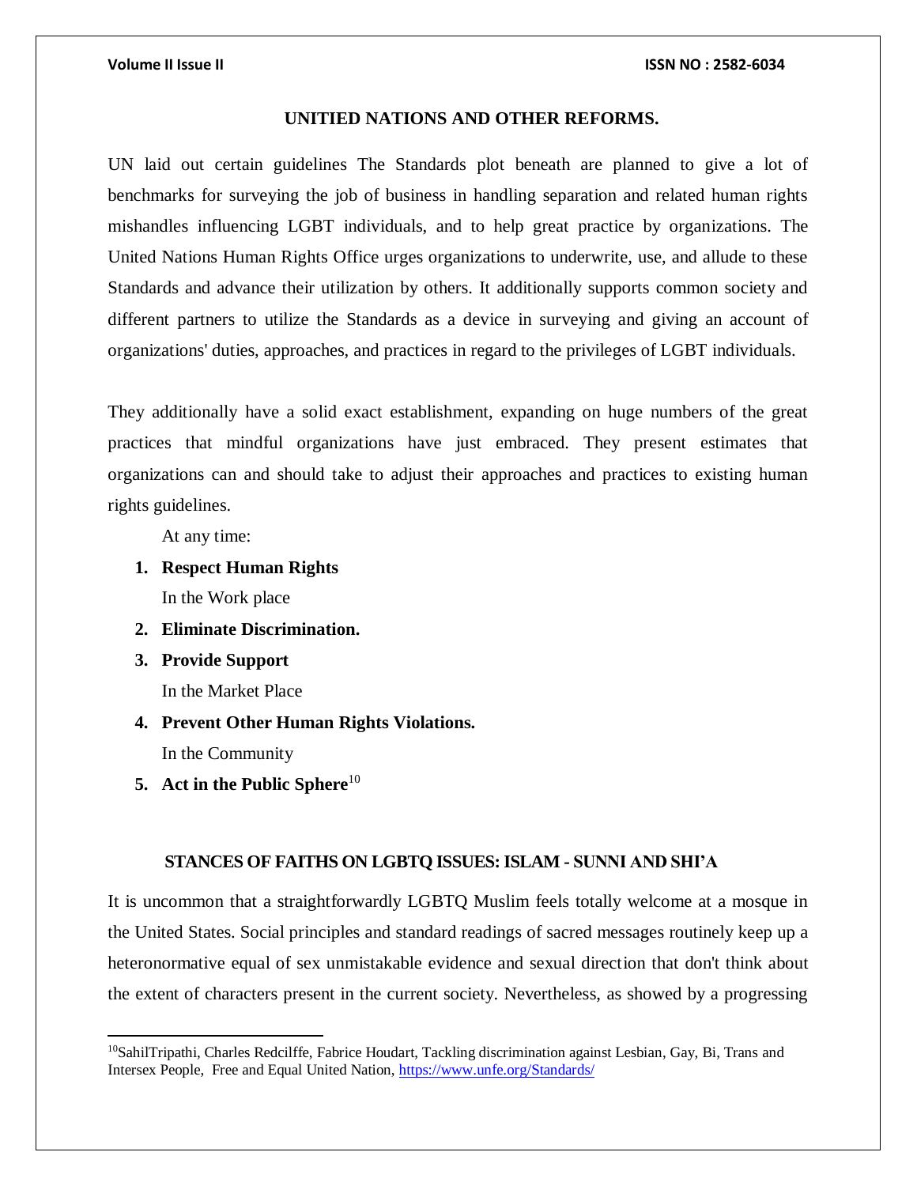## UNITIED NATIONS AND OTHER REFORMS.

UN laid out certain guidelines The Standards plot beneath are planned to give a lot of benchmarks for surveying the job of business in handling separation and related human rights mishandles influencing LGBT individuals, and to help great practice by organizations. The United Nations Human Rights Office urges organizations to underwrite, use, and allude to these Standards and advance their utilization by others. It additionally supports common society and different partners to utilize the Standards as a device in surveying and giving an account of organizations' duties, approaches, and practices in regard to the privileges of LGBT individuals.

They additionally have a solid exact establishment, expanding on huge numbers of the great practices that mindful organizations have just embraced. They present estimates that organizations can and should take to adjust their approaches and practices to existing human rights guidelines.

At any time:

1. **Respect Human Rights**

   In the Work place

2. **Eliminate Discrimination.**
3. **Provide Support**

   In the Market Place

4. **Prevent Other Human Rights Violations.**

   In the Community

5. **Act in the Public Sphere**[10]

## STANCES OF FAITHS ON LGBTQ ISSUES: ISLAM - SUNNI AND SHI'A

It is uncommon that a straightforwardly LGBTQ Muslim feels totally welcome at a mosque in the United States. Social principles and standard readings of sacred messages routinely keep up a heteronormative equal of sex unmistakable evidence and sexual direction that don't think about the extent of characters present in the current society. Nevertheless, as showed by a progressing

---

[10] SahilTripathi, Charles Redcilffe, Fabrice Houdart, Tackling discrimination against Lesbian, Gay, Bi, Trans and Intersex People, Free and Equal United Nation, https://www.unfe.org/Standards/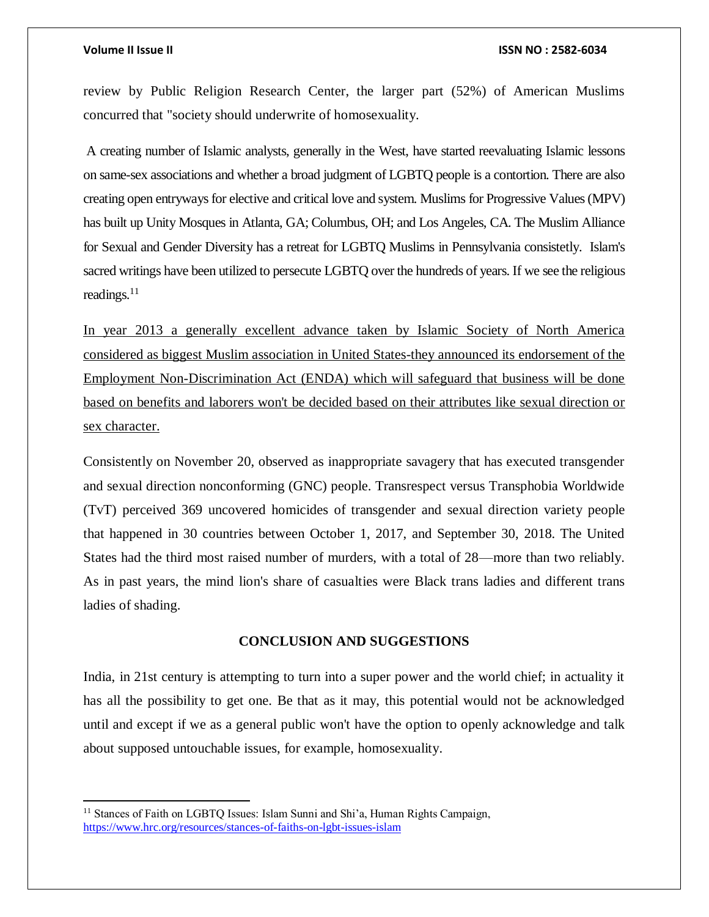review by Public Religion Research Center, the larger part (52%) of American Muslims concurred that "society should underwrite of homosexuality.

A creating number of Islamic analysts, generally in the West, have started reevaluating Islamic lessons on same-sex associations and whether a broad judgment of LGBTQ people is a contortion. There are also creating open entryways for elective and critical love and system. Muslims for Progressive Values (MPV) has built up Unity Mosques in Atlanta, GA; Columbus, OH; and Los Angeles, CA. The Muslim Alliance for Sexual and Gender Diversity has a retreat for LGBTQ Muslims in Pennsylvania consistetly. Islam's sacred writings have been utilized to persecute LGBTQ over the hundreds of years. If we see the religious readings.[11]

In year 2013 a generally excellent advance taken by Islamic Society of North America considered as biggest Muslim association in United States-they announced its endorsement of the Employment Non-Discrimination Act (ENDA) which will safeguard that business will be done based on benefits and laborers won't be decided based on their attributes like sexual direction or sex character.

Consistently on November 20, observed as inappropriate savagery that has executed transgender and sexual direction nonconforming (GNC) people. Transrespect versus Transphobia Worldwide (TvT) perceived 369 uncovered homicides of transgender and sexual direction variety people that happened in 30 countries between October 1, 2017, and September 30, 2018. The United States had the third most raised number of murders, with a total of 28—more than two reliably. As in past years, the mind lion's share of casualties were Black trans ladies and different trans ladies of shading.

## CONCLUSION AND SUGGESTIONS

India, in 21st century is attempting to turn into a super power and the world chief; in actuality it has all the possibility to get one. Be that as it may, this potential would not be acknowledged until and except if we as a general public won't have the option to openly acknowledge and talk about supposed untouchable issues, for example, homosexuality.

---

[11] Stances of Faith on LGBTQ Issues: Islam Sunni and Shi'a, Human Rights Campaign, https://www.hrc.org/resources/stances-of-faiths-on-lgbt-issues-islam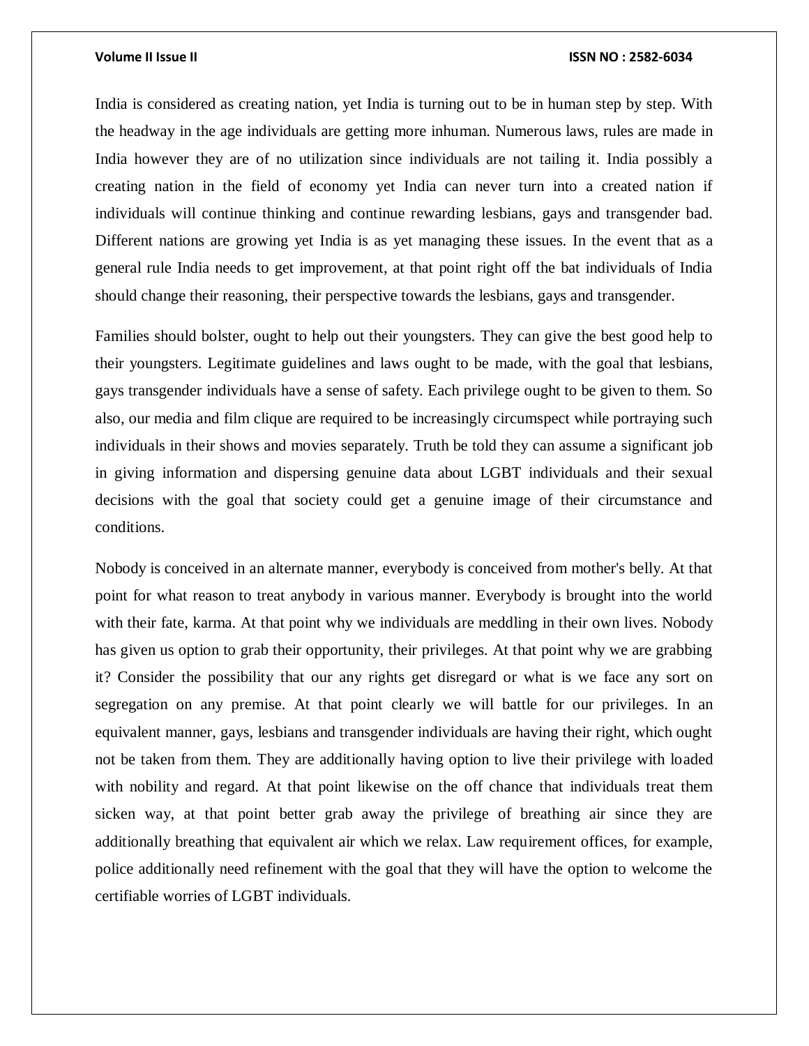India is considered as creating nation, yet India is turning out to be in human step by step. With the headway in the age individuals are getting more inhuman. Numerous laws, rules are made in India however they are of no utilization since individuals are not tailing it. India possibly a creating nation in the field of economy yet India can never turn into a created nation if individuals will continue thinking and continue rewarding lesbians, gays and transgender bad. Different nations are growing yet India is as yet managing these issues. In the event that as a general rule India needs to get improvement, at that point right off the bat individuals of India should change their reasoning, their perspective towards the lesbians, gays and transgender.

Families should bolster, ought to help out their youngsters. They can give the best good help to their youngsters. Legitimate guidelines and laws ought to be made, with the goal that lesbians, gays transgender individuals have a sense of safety. Each privilege ought to be given to them. So also, our media and film clique are required to be increasingly circumspect while portraying such individuals in their shows and movies separately. Truth be told they can assume a significant job in giving information and dispersing genuine data about LGBT individuals and their sexual decisions with the goal that society could get a genuine image of their circumstance and conditions.

Nobody is conceived in an alternate manner, everybody is conceived from mother's belly. At that point for what reason to treat anybody in various manner. Everybody is brought into the world with their fate, karma. At that point why we individuals are meddling in their own lives. Nobody has given us option to grab their opportunity, their privileges. At that point why we are grabbing it? Consider the possibility that our any rights get disregard or what is we face any sort on segregation on any premise. At that point clearly we will battle for our privileges. In an equivalent manner, gays, lesbians and transgender individuals are having their right, which ought not be taken from them. They are additionally having option to live their privilege with loaded with nobility and regard. At that point likewise on the off chance that individuals treat them sicken way, at that point better grab away the privilege of breathing air since they are additionally breathing that equivalent air which we relax. Law requirement offices, for example, police additionally need refinement with the goal that they will have the option to welcome the certifiable worries of LGBT individuals.